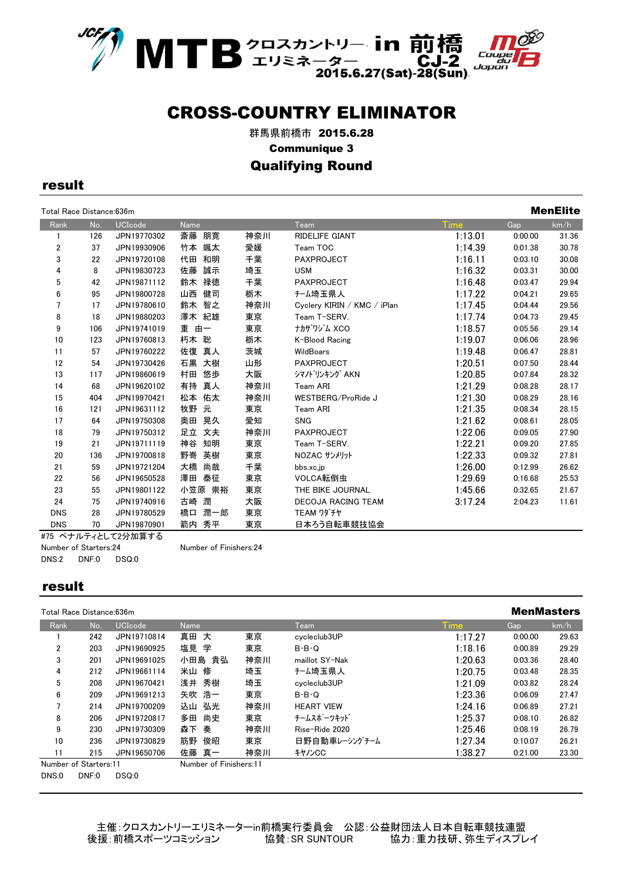MTB クロスカントリー エリミネーター in 前橋 CJ-2 2015.6.27(Sat)-28(Sun)

# CROSS-COUNTRY ELIMINATOR

群馬県前橋市 2015.6.28

**Communique 3**

**Qualifying Round**

## result

Total Race Distance:636m

**MenElite**

| Rank | No. | UCIcode | Name | | Team | Time | Gap | km/h |
|---|---|---|---|---|---|---|---|---|
| 1 | 126 | JPN19770302 | 斎藤 朋寛 | 神奈川 | RIDELIFE GIANT | 1:13.01 | 0:00.00 | 31.36 |
| 2 | 37 | JPN19930906 | 竹本 颯太 | 愛媛 | Team TOC | 1:14.39 | 0:01.38 | 30.78 |
| 3 | 22 | JPN19720108 | 代田 和明 | 千葉 | PAXPROJECT | 1:16.11 | 0:03.10 | 30.08 |
| 4 | 8 | JPN19830723 | 佐藤 誠示 | 埼玉 | USM | 1:16.32 | 0:03.31 | 30.00 |
| 5 | 42 | JPN19871112 | 鈴木 禄徳 | 千葉 | PAXPROJECT | 1:16.48 | 0:03.47 | 29.94 |
| 6 | 95 | JPN19800728 | 山西 健司 | 栃木 | ﾁｰﾑ埼玉県人 | 1:17.22 | 0:04.21 | 29.65 |
| 7 | 17 | JPN19780610 | 鈴木 智之 | 神奈川 | Cyclery KIRIN / KMC / iPlan | 1:17.45 | 0:04.44 | 29.56 |
| 8 | 18 | JPN19880203 | 澤木 紀雄 | 東京 | Team T-SERV. | 1:17.74 | 0:04.73 | 29.45 |
| 9 | 106 | JPN19741019 | 重 由一 | 東京 | ﾅｶｻﾞﾜｼﾞﾑ XCO | 1:18.57 | 0:05.56 | 29.14 |
| 10 | 123 | JPN19760813 | 朽木 聡 | 栃木 | K-Blood Racing | 1:19.07 | 0:06.06 | 28.96 |
| 11 | 57 | JPN19760222 | 佐復 真人 | 茨城 | WildBoars | 1:19.48 | 0:06.47 | 28.81 |
| 12 | 54 | JPN19730426 | 石黒 大樹 | 山形 | PAXPROJECT | 1:20.51 | 0:07.50 | 28.44 |
| 13 | 117 | JPN19860619 | 村田 悠歩 | 大阪 | ｼﾏﾉﾄﾞﾘﾝｷﾝｸﾞ AKN | 1:20.85 | 0:07.84 | 28.32 |
| 14 | 68 | JPN19620102 | 有持 真人 | 神奈川 | Team ARI | 1:21.29 | 0:08.28 | 28.17 |
| 15 | 404 | JPN19970421 | 松本 佑太 | 神奈川 | WESTBERG/ProRide J | 1:21.30 | 0:08.29 | 28.16 |
| 16 | 121 | JPN19631112 | 牧野 元 | 東京 | Team ARI | 1:21.35 | 0:08.34 | 28.15 |
| 17 | 64 | JPN19750308 | 奥田 晃久 | 愛知 | SNG | 1:21.62 | 0:08.61 | 28.05 |
| 18 | 79 | JPN19750312 | 足立 文夫 | 神奈川 | PAXPROJECT | 1:22.06 | 0:09.05 | 27.90 |
| 19 | 21 | JPN19711119 | 神谷 知明 | 東京 | Team T-SERV. | 1:22.21 | 0:09.20 | 27.85 |
| 20 | 136 | JPN19700818 | 野嵜 英樹 | 東京 | NOZAC ｻﾝﾒﾘｯﾄ | 1:22.33 | 0:09.32 | 27.81 |
| 21 | 59 | JPN19721204 | 大橋 尚哉 | 千葉 | bbs.xc.jp | 1:26.00 | 0:12.99 | 26.62 |
| 22 | 56 | JPN19650528 | 澤田 泰征 | 東京 | VOLCA転倒虫 | 1:29.69 | 0:16.68 | 25.53 |
| 23 | 55 | JPN19801122 | 小笠原 崇裕 | 東京 | THE BIKE JOURNAL | 1:45.66 | 0:32.65 | 21.67 |
| 24 | 75 | JPN19740916 | 古崎 潤 | 大阪 | DECOJA RACING TEAM | 3:17.24 | 2:04.23 | 11.61 |
| DNS | 28 | JPN19780529 | 橋口 潤一郎 | 東京 | TEAM ﾜﾀﾞﾁﾔ | | | |
| DNS | 70 | JPN19870901 | 箭内 秀平 | 東京 | 日本ろう自転車競技協会 | | | |

#75 ペナルティとして2分加算する

Number of Starters:24　　Number of Finishers:24

DNS:2　DNF:0　DSQ:0

## result

Total Race Distance:636m

**MenMasters**

| Rank | No. | UCIcode | Name | | Team | Time | Gap | km/h |
|---|---|---|---|---|---|---|---|---|
| 1 | 242 | JPN19710814 | 真田 大 | 東京 | cycleclub3UP | 1:17.27 | 0:00.00 | 29.63 |
| 2 | 203 | JPN19690925 | 塩見 学 | 東京 | B･B･Q | 1:18.16 | 0:00.89 | 29.29 |
| 3 | 201 | JPN19691025 | 小田島 貴弘 | 神奈川 | maillot SY-Nak | 1:20.63 | 0:03.36 | 28.40 |
| 4 | 212 | JPN19661114 | 米山 修 | 埼玉 | ﾁｰﾑ埼玉県人 | 1:20.75 | 0:03.48 | 28.35 |
| 5 | 208 | JPN19670421 | 浅井 秀樹 | 埼玉 | cycleclub3UP | 1:21.09 | 0:03.82 | 28.24 |
| 6 | 209 | JPN19691213 | 矢吹 浩一 | 東京 | B･B･Q | 1:23.36 | 0:06.09 | 27.47 |
| 7 | 214 | JPN19700209 | 込山 弘光 | 神奈川 | HEART VIEW | 1:24.16 | 0:06.89 | 27.21 |
| 8 | 206 | JPN19720817 | 多田 尚史 | 東京 | ﾁｰﾑｽﾎﾟｰﾂｷｯﾄﾞ | 1:25.37 | 0:08.10 | 26.82 |
| 9 | 230 | JPN19730309 | 森下 奏 | 神奈川 | Rise-Ride 2020 | 1:25.46 | 0:08.19 | 26.79 |
| 10 | 236 | JPN19730829 | 筋野 俊昭 | 東京 | 日野自動車ﾚｰｼﾝｸﾞﾁｰﾑ | 1:27.34 | 0:10.07 | 26.21 |
| 11 | 215 | JPN19650706 | 佐藤 真一 | 神奈川 | ｷﾔﾉﾝCC | 1:38.27 | 0:21.00 | 23.30 |

Number of Starters:11　　Number of Finishers:11

DNS:0　DNF:0　DSQ:0

主催:クロスカントリーエリミネーターin前橋実行委員会　公認:公益財団法人日本自転車競技連盟
後援:前橋スポーツコミッション　　協賛:SR SUNTOUR　　協力:重力技研、弥生ディスプレイ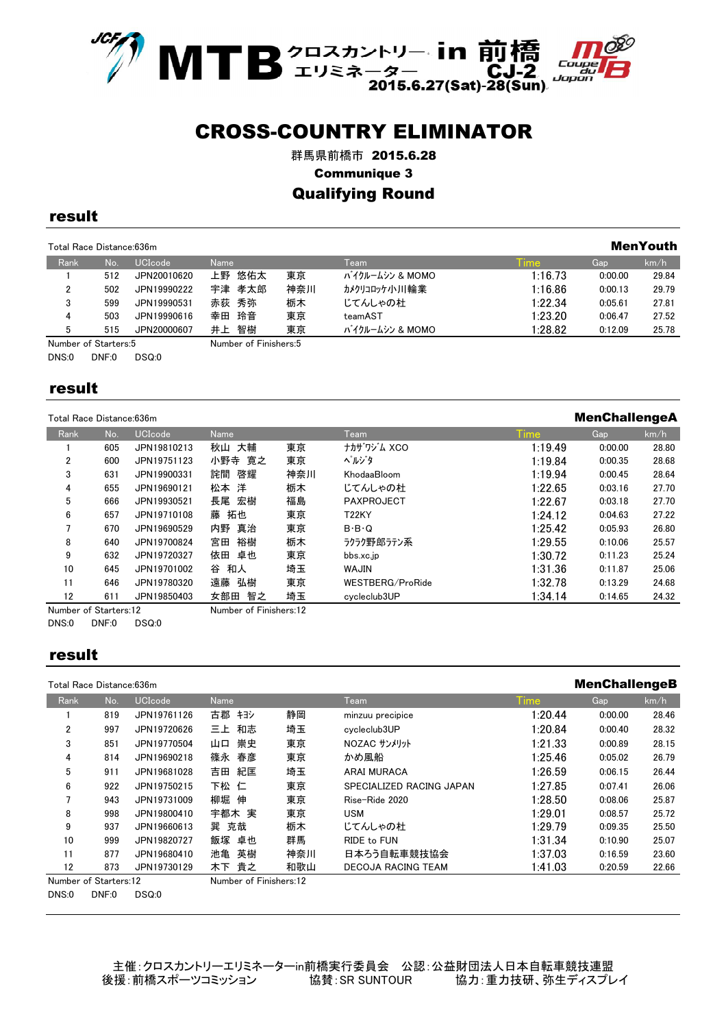# MTB クロスカントリーエリミネーター in 前橋 CJ-2 2015.6.27(Sat)-28(Sun)

# CROSS-COUNTRY ELIMINATOR

群馬県前橋市 **2015.6.28**

**Communique 3**

## Qualifying Round

### result

Total Race Distance:636m

**MenYouth**

| Rank | No. | UCIcode | Name | | Team | Time | Gap | km/h |
|---|---|---|---|---|---|---|---|---|
| 1 | 512 | JPN20010620 | 上野　悠佑太 | 東京 | ﾊﾞｲｸﾙｰﾑｼﾝ & MOMO | 1:16.73 | 0:00.00 | 29.84 |
| 2 | 502 | JPN19990222 | 宇津　孝太郎 | 神奈川 | ｶﾒｸﾘｺﾛｯｹ小川輪業 | 1:16.86 | 0:00.13 | 29.79 |
| 3 | 599 | JPN19990531 | 赤荻　秀弥 | 栃木 | じてんしゃの杜 | 1:22.34 | 0:05.61 | 27.81 |
| 4 | 503 | JPN19990616 | 幸田　玲音 | 東京 | teamAST | 1:23.20 | 0:06.47 | 27.52 |
| 5 | 515 | JPN20000607 | 井上　智樹 | 東京 | ﾊﾞｲｸﾙｰﾑｼﾝ & MOMO | 1:28.82 | 0:12.09 | 25.78 |

Number of Starters:5　　Number of Finishers:5

DNS:0　DNF:0　DSQ:0

### result

Total Race Distance:636m

**MenChallengeA**

| Rank | No. | UCIcode | Name | | Team | Time | Gap | km/h |
|---|---|---|---|---|---|---|---|---|
| 1 | 605 | JPN19810213 | 秋山　大輔 | 東京 | ﾅｶｻﾞﾜｼﾞﾑ XCO | 1:19.49 | 0:00.00 | 28.80 |
| 2 | 600 | JPN19751123 | 小野寺　寛之 | 東京 | ﾍﾟﾙｼﾞﾀ | 1:19.84 | 0:00.35 | 28.68 |
| 3 | 631 | JPN19900331 | 詫間　啓耀 | 神奈川 | KhodaaBloom | 1:19.94 | 0:00.45 | 28.64 |
| 4 | 655 | JPN19690121 | 松本　洋 | 栃木 | じてんしゃの杜 | 1:22.65 | 0:03.16 | 27.70 |
| 5 | 666 | JPN19930521 | 長尾　宏樹 | 福島 | PAXPROJECT | 1:22.67 | 0:03.18 | 27.70 |
| 6 | 657 | JPN19710108 | 藤　拓也 | 東京 | T22KY | 1:24.12 | 0:04.63 | 27.22 |
| 7 | 670 | JPN19690529 | 内野　真治 | 東京 | B･B･Q | 1:25.42 | 0:05.93 | 26.80 |
| 8 | 640 | JPN19700824 | 宮田　裕樹 | 栃木 | ﾗｸﾗｸ野郎ﾗﾃﾝ系 | 1:29.55 | 0:10.06 | 25.57 |
| 9 | 632 | JPN19720327 | 依田　卓也 | 東京 | bbs.xc.jp | 1:30.72 | 0:11.23 | 25.24 |
| 10 | 645 | JPN19701002 | 谷　和人 | 埼玉 | WAJIN | 1:31.36 | 0:11.87 | 25.06 |
| 11 | 646 | JPN19780320 | 遠藤　弘樹 | 東京 | WESTBERG/ProRide | 1:32.78 | 0:13.29 | 24.68 |
| 12 | 611 | JPN19850403 | 女部田　智之 | 埼玉 | cycleclub3UP | 1:34.14 | 0:14.65 | 24.32 |

Number of Starters:12　　Number of Finishers:12

DNS:0　DNF:0　DSQ:0

### result

Total Race Distance:636m

**MenChallengeB**

| Rank | No. | UCIcode | Name | | Team | Time | Gap | km/h |
|---|---|---|---|---|---|---|---|---|
| 1 | 819 | JPN19761126 | 古郡　ｷﾖｼ | 静岡 | minzuu precipice | 1:20.44 | 0:00.00 | 28.46 |
| 2 | 997 | JPN19720626 | 三上　和志 | 埼玉 | cycleclub3UP | 1:20.84 | 0:00.40 | 28.32 |
| 3 | 851 | JPN19770504 | 山口　崇史 | 東京 | NOZAC ｻﾝﾒﾘｯﾄ | 1:21.33 | 0:00.89 | 28.15 |
| 4 | 814 | JPN19690218 | 篠永　春彦 | 東京 | かめ風船 | 1:25.46 | 0:05.02 | 26.79 |
| 5 | 911 | JPN19681028 | 吉田　紀匡 | 埼玉 | ARAI MURACA | 1:26.59 | 0:06.15 | 26.44 |
| 6 | 922 | JPN19750215 | 下松　仁 | 東京 | SPECIALIZED RACING JAPAN | 1:27.85 | 0:07.41 | 26.06 |
| 7 | 943 | JPN19731009 | 柳堀　伸 | 東京 | Rise-Ride 2020 | 1:28.50 | 0:08.06 | 25.87 |
| 8 | 998 | JPN19800410 | 宇都木　実 | 東京 | USM | 1:29.01 | 0:08.57 | 25.72 |
| 9 | 937 | JPN19660613 | 巽　克哉 | 栃木 | じてんしゃの杜 | 1:29.79 | 0:09.35 | 25.50 |
| 10 | 999 | JPN19820727 | 飯塚　卓也 | 群馬 | RIDE to FUN | 1:31.34 | 0:10.90 | 25.07 |
| 11 | 877 | JPN19680410 | 池亀　英樹 | 神奈川 | 日本ろう自転車競技協会 | 1:37.03 | 0:16.59 | 23.60 |
| 12 | 873 | JPN19730129 | 木下　貴之 | 和歌山 | DECOJA RACING TEAM | 1:41.03 | 0:20.59 | 22.66 |

Number of Starters:12　　Number of Finishers:12

DNS:0　DNF:0　DSQ:0

主催：クロスカントリーエリミネーターin前橋実行委員会　公認：公益財団法人日本自転車競技連盟
後援：前橋スポーツコミッション　　協賛：SR SUNTOUR　　協力：重力技研、弥生ディスプレイ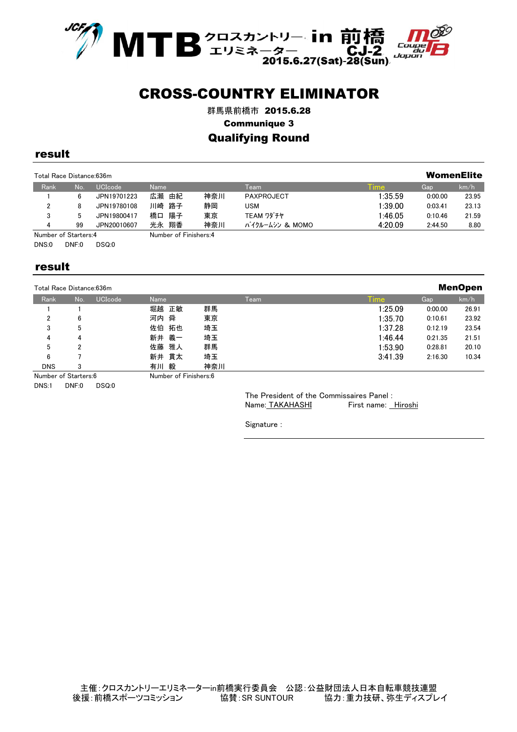MTB クロスカントリー エリミネーター in 前橋 CJ-2
2015.6.27(Sat)-28(Sun)

# CROSS-COUNTRY ELIMINATOR

群馬県前橋市 **2015.6.28**

**Communique 3**

## Qualifying Round

## result

Total Race Distance:636m

**WomenElite**

| Rank | No. | UCIcode | Name | | Team | Time | Gap | km/h |
|---|---|---|---|---|---|---|---|---|
| 1 | 6 | JPN19701223 | 広瀬 由紀 | 神奈川 | PAXPROJECT | 1:35.59 | 0:00.00 | 23.95 |
| 2 | 8 | JPN19780108 | 川崎 路子 | 静岡 | USM | 1:39.00 | 0:03.41 | 23.13 |
| 3 | 5 | JPN19800417 | 橋口 陽子 | 東京 | TEAM ﾜﾀﾞﾁﾔ | 1:46.05 | 0:10.46 | 21.59 |
| 4 | 99 | JPN20010607 | 光永 翔香 | 神奈川 | ﾊﾞｲｸﾙｰﾑｼﾝ & MOMO | 4:20.09 | 2:44.50 | 8.80 |

Number of Starters:4　　Number of Finishers:4

DNS:0　DNF:0　DSQ:0

## result

Total Race Distance:636m

**MenOpen**

| Rank | No. | UCIcode | Name | | Team | Time | Gap | km/h |
|---|---|---|---|---|---|---|---|---|
| 1 | 1 | | 堀越 正敏 | 群馬 | | 1:25.09 | 0:00.00 | 26.91 |
| 2 | 6 | | 河内 舜 | 東京 | | 1:35.70 | 0:10.61 | 23.92 |
| 3 | 5 | | 佐伯 拓也 | 埼玉 | | 1:37.28 | 0:12.19 | 23.54 |
| 4 | 4 | | 新井 義一 | 埼玉 | | 1:46.44 | 0:21.35 | 21.51 |
| 5 | 2 | | 佐藤 雅人 | 群馬 | | 1:53.90 | 0:28.81 | 20.10 |
| 6 | 7 | | 新井 貫太 | 埼玉 | | 3:41.39 | 2:16.30 | 10.34 |
| DNS | 3 | | 有川 毅 | 神奈川 | | | | |

Number of Starters:6　　Number of Finishers:6

DNS:1　DNF:0　DSQ:0

The President of the Commissaires Panel :
Name: TAKAHASHI　　First name: Hiroshi

Signature :

主催：クロスカントリーエリミネーターin前橋実行委員会　公認：公益財団法人日本自転車競技連盟
後援：前橋スポーツコミッション　　協賛：SR SUNTOUR　　協力：重力技研、弥生ディスプレイ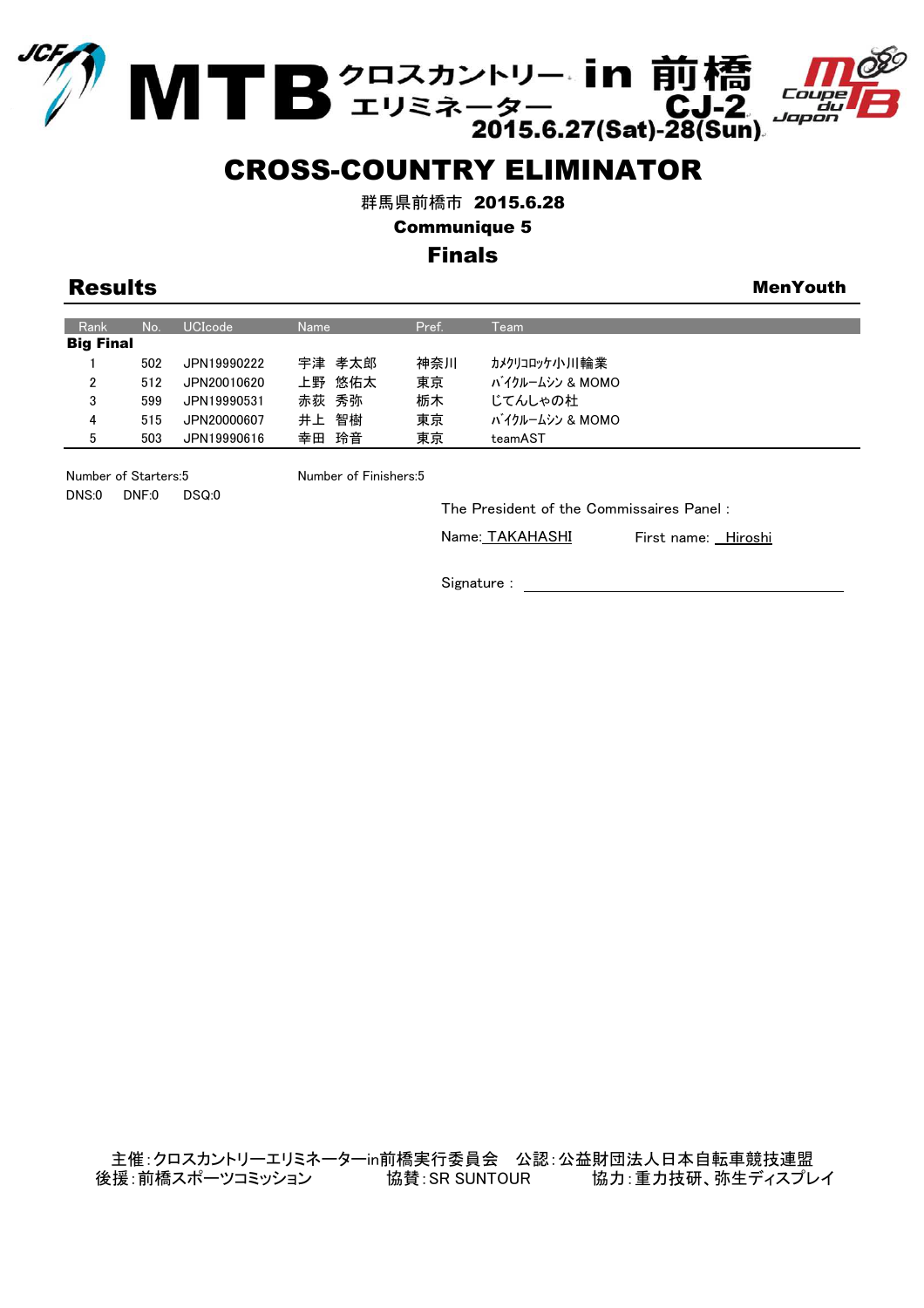# MTB クロスカントリーエリミネーター in 前橋 CJ-2

2015.6.27(Sat)-28(Sun)

## CROSS-COUNTRY ELIMINATOR

群馬県前橋市 2015.6.28

Communique 5

## Finals

### Results

**MenYouth**

| Rank | No. | UCIcode | Name | Pref. | Team |
|---|---|---|---|---|---|
| **Big Final** | | | | | |
| 1 | 502 | JPN19990222 | 宇津 孝太郎 | 神奈川 | ｶﾒｸﾘｺﾛｯｹ小川輪業 |
| 2 | 512 | JPN20010620 | 上野 悠佑太 | 東京 | ﾊﾞｲｸﾙｰﾑｼﾝ & MOMO |
| 3 | 599 | JPN19990531 | 赤荻 秀弥 | 栃木 | じてんしゃの杜 |
| 4 | 515 | JPN20000607 | 井上 智樹 | 東京 | ﾊﾞｲｸﾙｰﾑｼﾝ & MOMO |
| 5 | 503 | JPN19990616 | 幸田 玲音 | 東京 | teamAST |

Number of Starters:5　　Number of Finishers:5

DNS:0　DNF:0　DSQ:0

The President of the Commissaires Panel :

Name: TAKAHASHI　　First name: Hiroshi

Signature :

主催：クロスカントリーエリミネーターin前橋実行委員会　公認：公益財団法人日本自転車競技連盟
後援：前橋スポーツコミッション　協賛：SR SUNTOUR　協力：重力技研、弥生ディスプレイ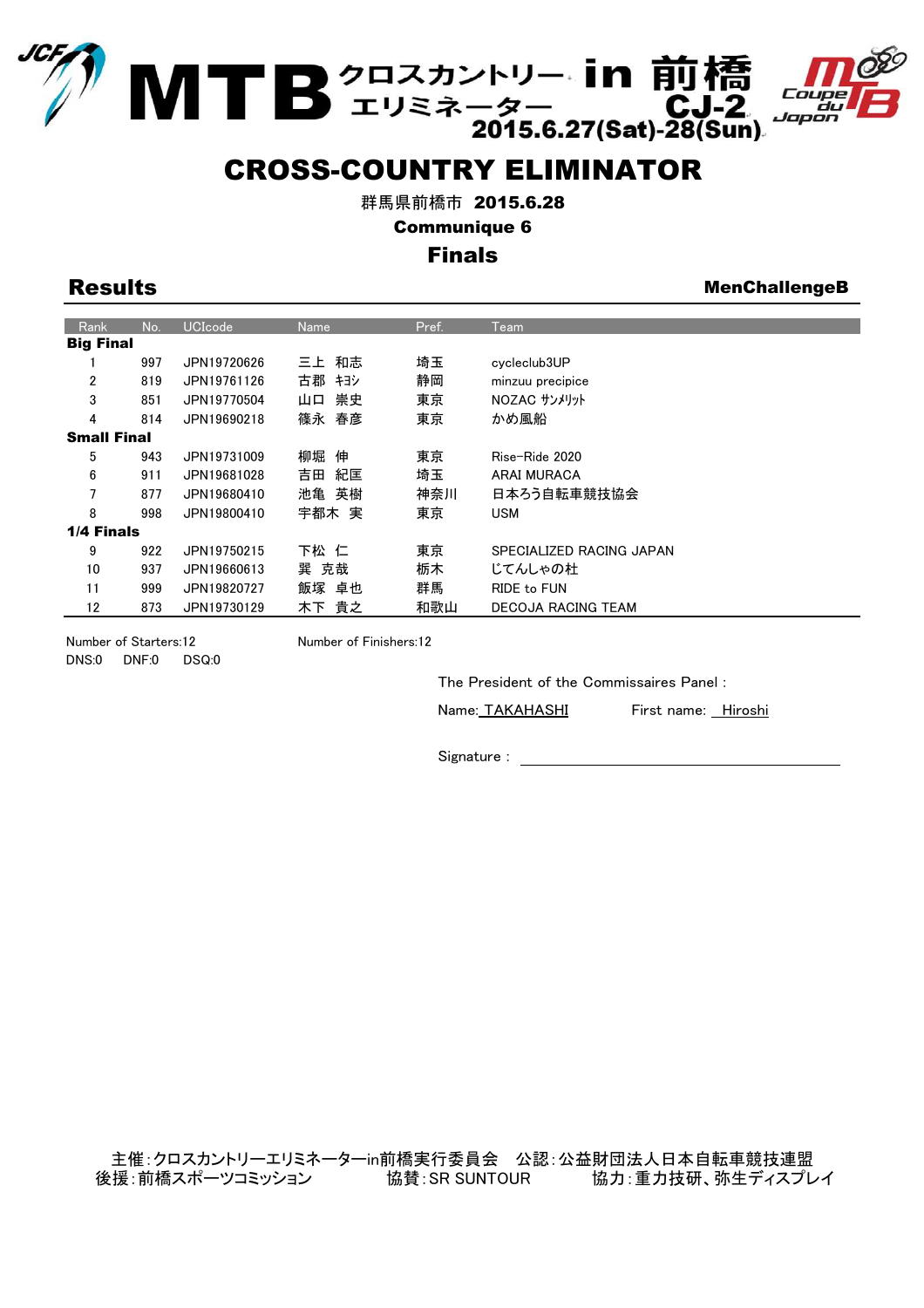# MTB クロスカントリー エリミネーター in 前橋 CJ-2

2015.6.27(Sat)-28(Sun)

# CROSS-COUNTRY ELIMINATOR

群馬県前橋市 **2015.6.28**

**Communique 6**

## Finals

## Results

**MenChallengeB**

| Rank | No. | UCIcode | Name | Pref. | Team |
|---|---|---|---|---|---|
| **Big Final** | | | | | |
| 1 | 997 | JPN19720626 | 三上　和志 | 埼玉 | cycleclub3UP |
| 2 | 819 | JPN19761126 | 古郡　ｷﾖｼ | 静岡 | minzuu precipice |
| 3 | 851 | JPN19770504 | 山口　崇史 | 東京 | NOZAC ｻﾝﾒﾘｯﾄ |
| 4 | 814 | JPN19690218 | 篠永　春彦 | 東京 | かめ風船 |
| **Small Final** | | | | | |
| 5 | 943 | JPN19731009 | 柳堀　伸 | 東京 | Rise-Ride 2020 |
| 6 | 911 | JPN19681028 | 吉田　紀匡 | 埼玉 | ARAI MURACA |
| 7 | 877 | JPN19680410 | 池亀　英樹 | 神奈川 | 日本ろう自転車競技協会 |
| 8 | 998 | JPN19800410 | 宇都木　実 | 東京 | USM |
| **1/4 Finals** | | | | | |
| 9 | 922 | JPN19750215 | 下松　仁 | 東京 | SPECIALIZED RACING JAPAN |
| 10 | 937 | JPN19660613 | 巽　克哉 | 栃木 | じてんしゃの杜 |
| 11 | 999 | JPN19820727 | 飯塚　卓也 | 群馬 | RIDE to FUN |
| 12 | 873 | JPN19730129 | 木下　貴之 | 和歌山 | DECOJA RACING TEAM |

Number of Starters:12　　Number of Finishers:12

DNS:0　DNF:0　DSQ:0

The President of the Commissaires Panel :

Name: TAKAHASHI　　First name: Hiroshi

Signature :

主催：クロスカントリーエリミネーターin前橋実行委員会　公認：公益財団法人日本自転車競技連盟
後援：前橋スポーツコミッション　協賛：SR SUNTOUR　協力：重力技研、弥生ディスプレイ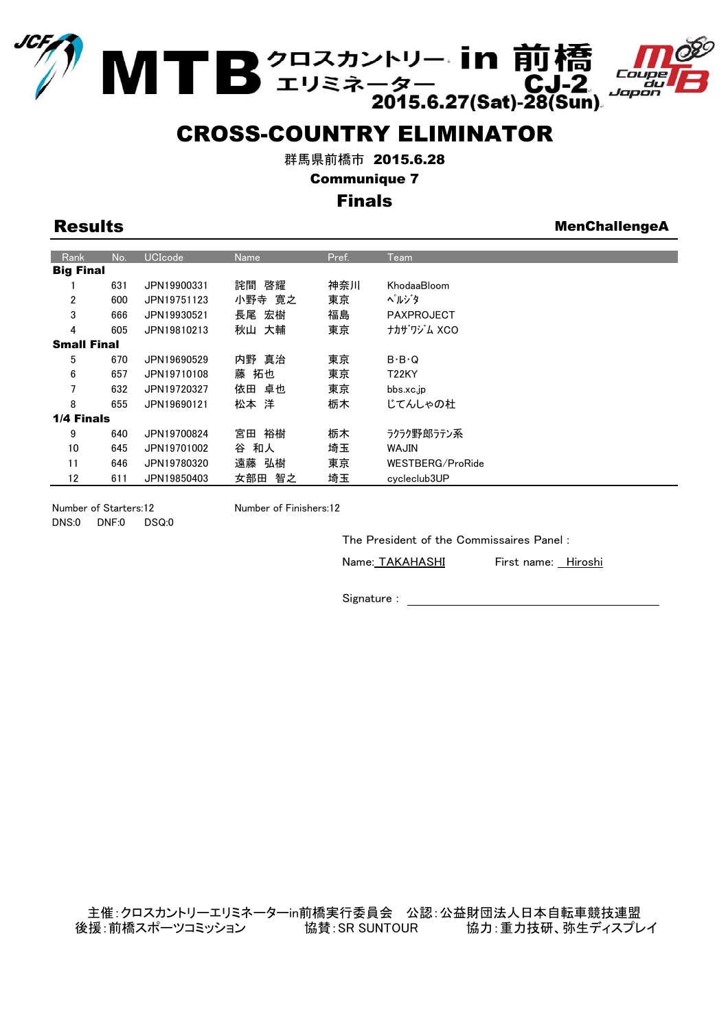# MTB クロスカントリー・エリミネーター in 前橋 CJ-2

2015.6.27(Sat)-28(Sun)

## CROSS-COUNTRY ELIMINATOR

群馬県前橋市 2015.6.28

**Communique 7**

### Finals

## Results

**MenChallengeA**

| Rank | No. | UCIcode | Name | Pref. | Team |
|---|---|---|---|---|---|
| **Big Final** | | | | | |
| 1 | 631 | JPN19900331 | 詫間 啓耀 | 神奈川 | KhodaaBloom |
| 2 | 600 | JPN19751123 | 小野寺 寛之 | 東京 | ﾍﾟﾙｼﾞﾀ |
| 3 | 666 | JPN19930521 | 長尾 宏樹 | 福島 | PAXPROJECT |
| 4 | 605 | JPN19810213 | 秋山 大輔 | 東京 | ﾅｶｻﾞﾜｼﾞﾑ XCO |
| **Small Final** | | | | | |
| 5 | 670 | JPN19690529 | 内野 真治 | 東京 | B･B･Q |
| 6 | 657 | JPN19710108 | 藤 拓也 | 東京 | T22KY |
| 7 | 632 | JPN19720327 | 依田 卓也 | 東京 | bbs.xc.jp |
| 8 | 655 | JPN19690121 | 松本 洋 | 栃木 | じてんしゃの杜 |
| **1/4 Finals** | | | | | |
| 9 | 640 | JPN19700824 | 宮田 裕樹 | 栃木 | ﾗｸﾗｸ野郎ﾗﾃﾝ系 |
| 10 | 645 | JPN19701002 | 谷 和人 | 埼玉 | WAJIN |
| 11 | 646 | JPN19780320 | 遠藤 弘樹 | 東京 | WESTBERG/ProRide |
| 12 | 611 | JPN19850403 | 女部田 智之 | 埼玉 | cycleclub3UP |

Number of Starters:12　　Number of Finishers:12

DNS:0　DNF:0　DSQ:0

The President of the Commissaires Panel :

Name: TAKAHASHI　　First name: Hiroshi

Signature :

主催:クロスカントリーエリミネーターin前橋実行委員会　公認:公益財団法人日本自転車競技連盟
後援:前橋スポーツコミッション　協賛:SR SUNTOUR　協力:重力技研、弥生ディスプレイ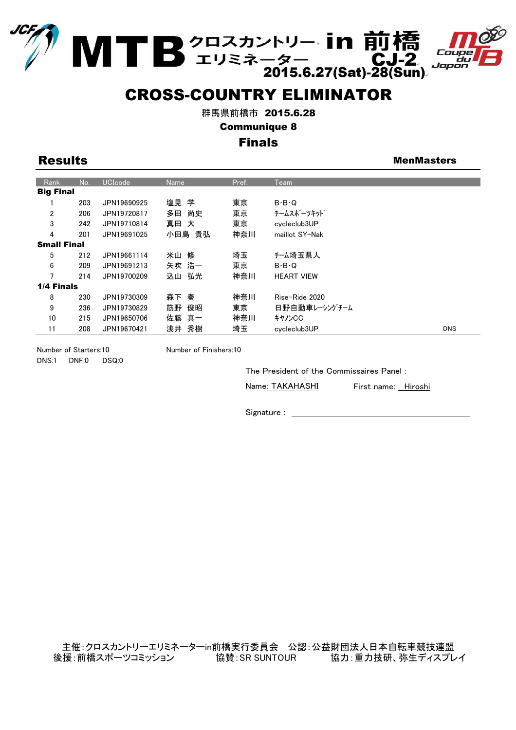# MTB クロスカントリーエリミネーター in 前橋 CJ-2

2015.6.27(Sat)-28(Sun)

## CROSS-COUNTRY ELIMINATOR

群馬県前橋市 **2015.6.28**

**Communique 8**

## Finals

### Results

**MenMasters**

| Rank | No. | UCIcode | Name | Pref. | Team | |
|---|---|---|---|---|---|---|
| **Big Final** | | | | | | |
| 1 | 203 | JPN19690925 | 塩見 学 | 東京 | B･B･Q | |
| 2 | 206 | JPN19720817 | 多田 尚史 | 東京 | ﾁｰﾑｽﾎﾟｰﾂｷｯﾄﾞ | |
| 3 | 242 | JPN19710814 | 真田 大 | 東京 | cycleclub3UP | |
| 4 | 201 | JPN19691025 | 小田島 貴弘 | 神奈川 | maillot SY-Nak | |
| **Small Final** | | | | | | |
| 5 | 212 | JPN19661114 | 米山 修 | 埼玉 | ﾁｰﾑ埼玉県人 | |
| 6 | 209 | JPN19691213 | 矢吹 浩一 | 東京 | B･B･Q | |
| 7 | 214 | JPN19700209 | 込山 弘光 | 神奈川 | HEART VIEW | |
| **1/4 Finals** | | | | | | |
| 8 | 230 | JPN19730309 | 森下 奏 | 神奈川 | Rise-Ride 2020 | |
| 9 | 236 | JPN19730829 | 筋野 俊昭 | 東京 | 日野自動車ﾚｰｼﾝｸﾞﾁｰﾑ | |
| 10 | 215 | JPN19650706 | 佐藤 真一 | 神奈川 | ｷﾔﾉﾝCC | |
| 11 | 208 | JPN19670421 | 浅井 秀樹 | 埼玉 | cycleclub3UP | DNS |

Number of Starters:10　　Number of Finishers:10

DNS:1　DNF:0　DSQ:0

The President of the Commissaires Panel :

Name: TAKAHASHI　　First name: Hiroshi

Signature :

主催:クロスカントリーエリミネーターin前橋実行委員会　公認:公益財団法人日本自転車競技連盟
後援:前橋スポーツコミッション　　協賛:SR SUNTOUR　　協力:重力技研、弥生ディスプレイ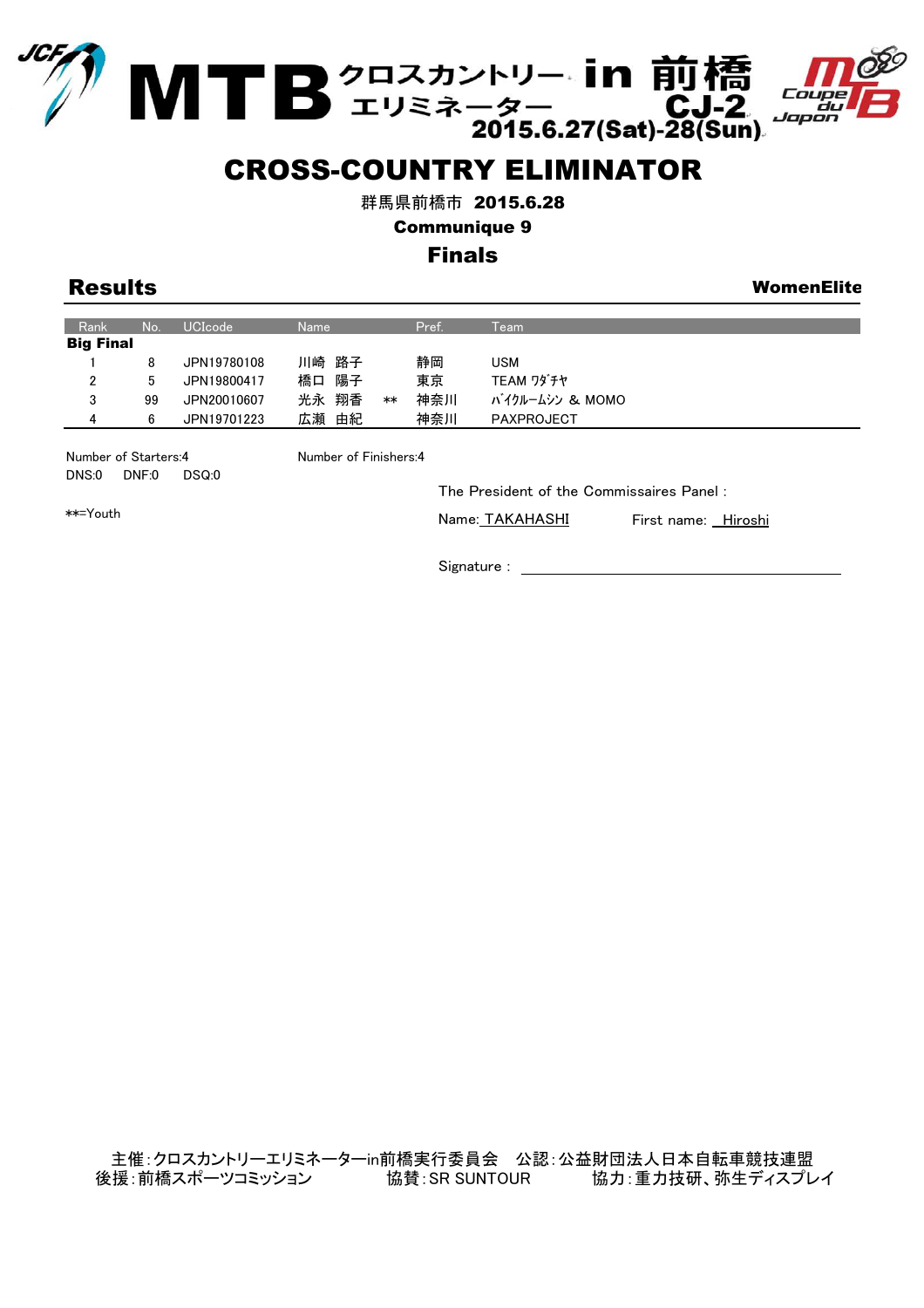# MTB クロスカントリーエリミネーター in 前橋 CJ-2 2015.6.27(Sat)-28(Sun)

## CROSS-COUNTRY ELIMINATOR

群馬県前橋市 **2015.6.28**

**Communique 9**

**Finals**

## Results

**WomenElite**

| Rank | No. | UCIcode | Name | | Pref. | Team |
|---|---|---|---|---|---|---|
| **Big Final** | | | | | | |
| 1 | 8 | JPN19780108 | 川崎 路子 | | 静岡 | USM |
| 2 | 5 | JPN19800417 | 橋口 陽子 | | 東京 | TEAM ﾜﾀﾞﾁﾔ |
| 3 | 99 | JPN20010607 | 光永 翔香 | ** | 神奈川 | ﾊﾞｲｸﾙｰﾑｼﾝ & MOMO |
| 4 | 6 | JPN19701223 | 広瀬 由紀 | | 神奈川 | PAXPROJECT |

Number of Starters:4　　Number of Finishers:4

DNS:0　DNF:0　DSQ:0

**=Youth

The President of the Commissaires Panel :

Name: TAKAHASHI　　First name: Hiroshi

Signature : ____________________

主催:クロスカントリーエリミネーターin前橋実行委員会　公認:公益財団法人日本自転車競技連盟
後援:前橋スポーツコミッション　協賛:SR SUNTOUR　協力:重力技研、弥生ディスプレイ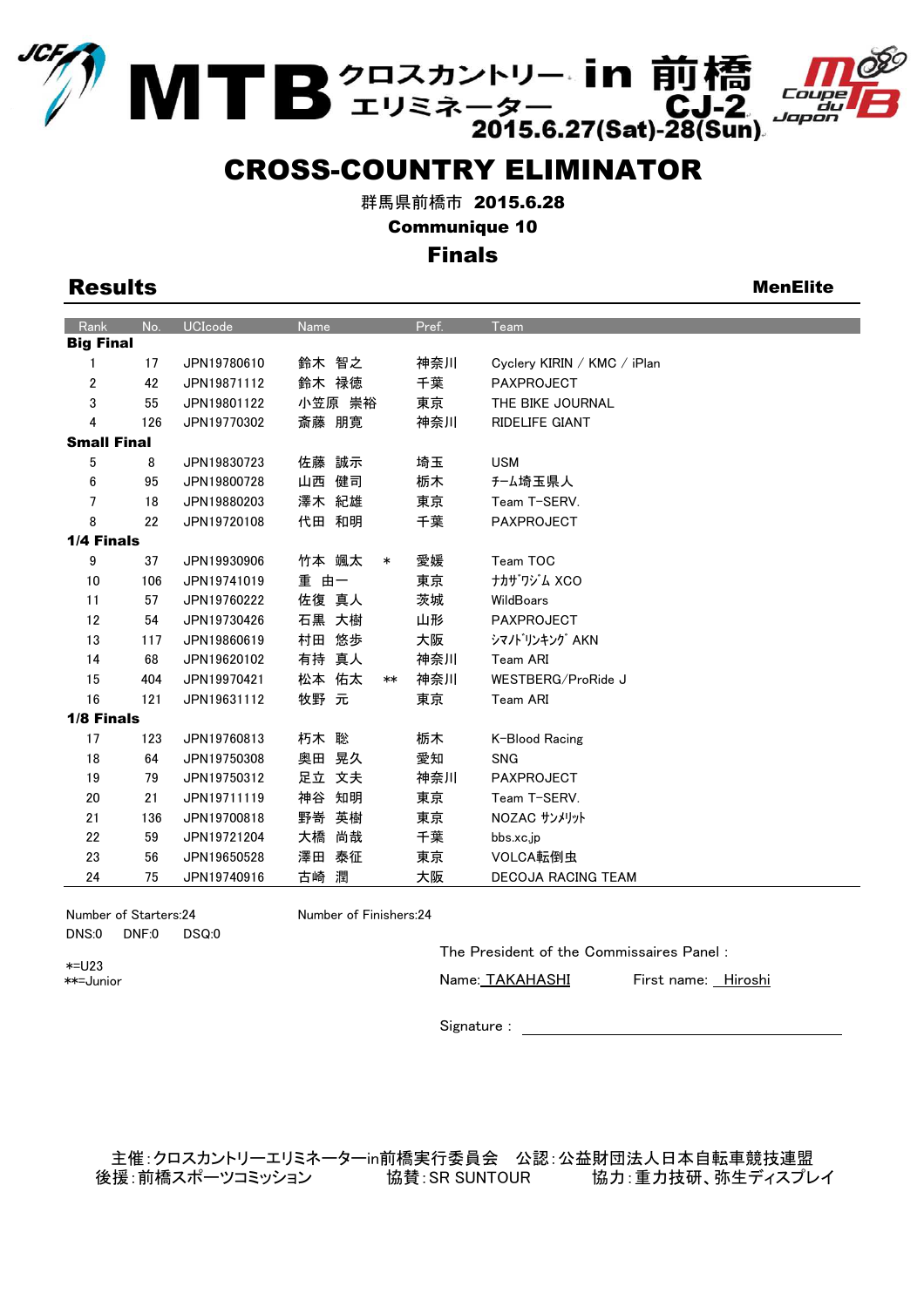# MTB クロスカントリーエリミネーター in 前橋 CJ-2

2015.6.27(Sat)-28(Sun)

# CROSS-COUNTRY ELIMINATOR

群馬県前橋市 2015.6.28

**Communique 10**

## Finals

## Results

**MenElite**

| Rank | No. | UCIcode | Name | | Pref. | Team |
|---|---|---|---|---|---|---|
| **Big Final** | | | | | | |
| 1 | 17 | JPN19780610 | 鈴木 智之 | | 神奈川 | Cyclery KIRIN / KMC / iPlan |
| 2 | 42 | JPN19871112 | 鈴木 禄徳 | | 千葉 | PAXPROJECT |
| 3 | 55 | JPN19801122 | 小笠原 崇裕 | | 東京 | THE BIKE JOURNAL |
| 4 | 126 | JPN19770302 | 斎藤 朋寛 | | 神奈川 | RIDELIFE GIANT |
| **Small Final** | | | | | | |
| 5 | 8 | JPN19830723 | 佐藤 誠示 | | 埼玉 | USM |
| 6 | 95 | JPN19800728 | 山西 健司 | | 栃木 | ﾁｰﾑ埼玉県人 |
| 7 | 18 | JPN19880203 | 澤木 紀雄 | | 東京 | Team T-SERV. |
| 8 | 22 | JPN19720108 | 代田 和明 | | 千葉 | PAXPROJECT |
| **1/4 Finals** | | | | | | |
| 9 | 37 | JPN19930906 | 竹本 颯太 | * | 愛媛 | Team TOC |
| 10 | 106 | JPN19741019 | 重 由一 | | 東京 | ﾅｶｻﾞﾜｼﾞﾑ XCO |
| 11 | 57 | JPN19760222 | 佐復 真人 | | 茨城 | WildBoars |
| 12 | 54 | JPN19730426 | 石黒 大樹 | | 山形 | PAXPROJECT |
| 13 | 117 | JPN19860619 | 村田 悠歩 | | 大阪 | ｼﾏﾉﾄﾞﾘﾝｷﾝｸﾞ AKN |
| 14 | 68 | JPN19620102 | 有持 真人 | | 神奈川 | Team ARI |
| 15 | 404 | JPN19970421 | 松本 佑太 | ** | 神奈川 | WESTBERG/ProRide J |
| 16 | 121 | JPN19631112 | 牧野 元 | | 東京 | Team ARI |
| **1/8 Finals** | | | | | | |
| 17 | 123 | JPN19760813 | 朽木 聡 | | 栃木 | K-Blood Racing |
| 18 | 64 | JPN19750308 | 奥田 晃久 | | 愛知 | SNG |
| 19 | 79 | JPN19750312 | 足立 文夫 | | 神奈川 | PAXPROJECT |
| 20 | 21 | JPN19711119 | 神谷 知明 | | 東京 | Team T-SERV. |
| 21 | 136 | JPN19700818 | 野嵜 英樹 | | 東京 | NOZAC ｻﾝﾒﾘｯﾄ |
| 22 | 59 | JPN19721204 | 大橋 尚哉 | | 千葉 | bbs.xc.jp |
| 23 | 56 | JPN19650528 | 澤田 泰征 | | 東京 | VOLCA転倒虫 |
| 24 | 75 | JPN19740916 | 古崎 潤 | | 大阪 | DECOJA RACING TEAM |

Number of Starters:24　　Number of Finishers:24

DNS:0　DNF:0　DSQ:0

*=U23
**=Junior

The President of the Commissaires Panel :

Name: TAKAHASHI　First name: Hiroshi

Signature :

主催:クロスカントリーエリミネーターin前橋実行委員会　公認:公益財団法人日本自転車競技連盟
後援:前橋スポーツコミッション　協賛:SR SUNTOUR　協力:重力技研、弥生ディスプレイ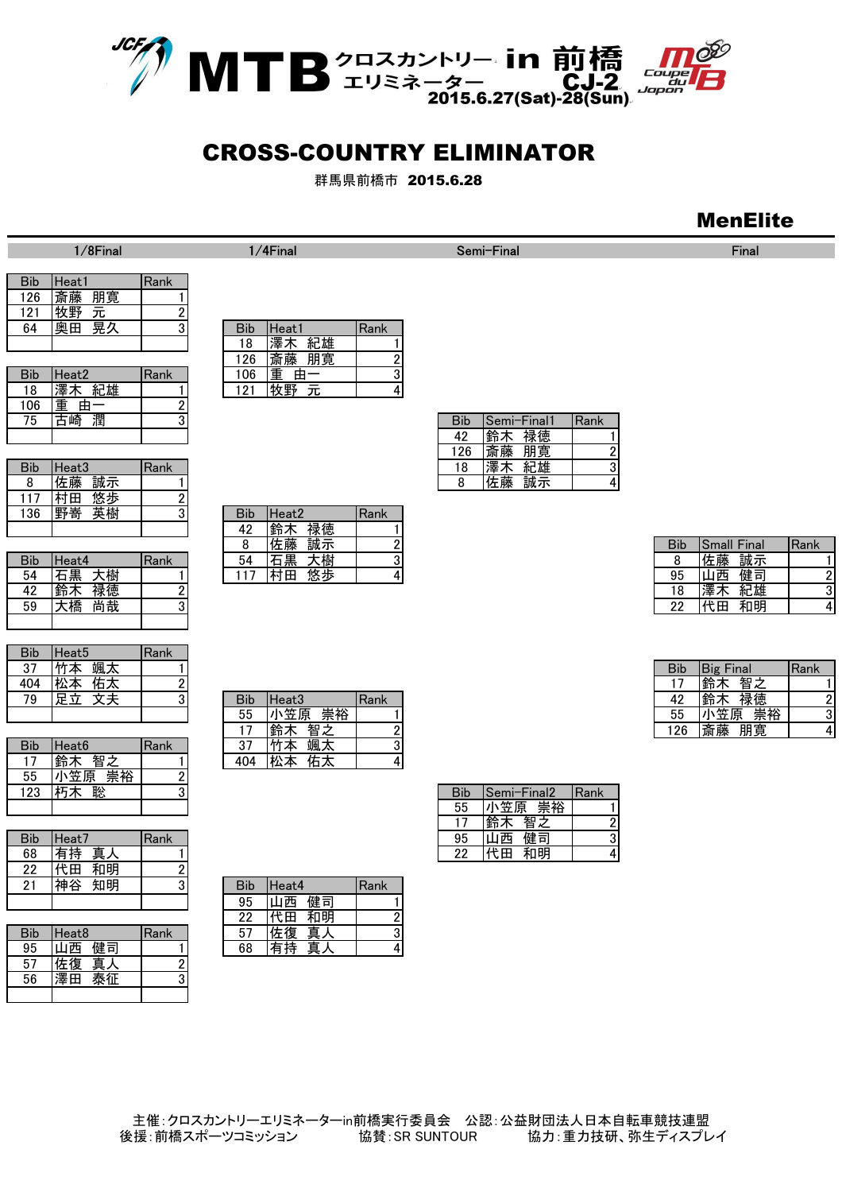# MTB クロスカントリー・エリミネーター in 前橋 CJ-2

2015.6.27(Sat)-28(Sun)

## CROSS-COUNTRY ELIMINATOR

群馬県前橋市 2015.6.28

### MenElite

#### 1/8Final

| Bib | Heat1 | Rank |
|---|---|---|
| 126 | 斎藤 朋寛 | 1 |
| 121 | 牧野 元 | 2 |
| 64 | 奥田 晃久 | 3 |

| Bib | Heat2 | Rank |
|---|---|---|
| 18 | 澤木 紀雄 | 1 |
| 106 | 重 由一 | 2 |
| 75 | 古崎 潤 | 3 |

| Bib | Heat3 | Rank |
|---|---|---|
| 8 | 佐藤 誠示 | 1 |
| 117 | 村田 悠歩 | 2 |
| 136 | 野嵜 英樹 | 3 |

| Bib | Heat4 | Rank |
|---|---|---|
| 54 | 石黒 大樹 | 1 |
| 42 | 鈴木 禄徳 | 2 |
| 59 | 大橋 尚哉 | 3 |

| Bib | Heat5 | Rank |
|---|---|---|
| 37 | 竹本 颯太 | 1 |
| 404 | 松本 佑太 | 2 |
| 79 | 足立 文夫 | 3 |

| Bib | Heat6 | Rank |
|---|---|---|
| 17 | 鈴木 智之 | 1 |
| 55 | 小笠原 崇裕 | 2 |
| 123 | 朽木 聡 | 3 |

| Bib | Heat7 | Rank |
|---|---|---|
| 68 | 有持 真人 | 1 |
| 22 | 代田 和明 | 2 |
| 21 | 神谷 知明 | 3 |

| Bib | Heat8 | Rank |
|---|---|---|
| 95 | 山西 健司 | 1 |
| 57 | 佐復 真人 | 2 |
| 56 | 澤田 泰征 | 3 |

#### 1/4Final

| Bib | Heat1 | Rank |
|---|---|---|
| 18 | 澤木 紀雄 | 1 |
| 126 | 斎藤 朋寛 | 2 |
| 106 | 重 由一 | 3 |
| 121 | 牧野 元 | 4 |

| Bib | Heat2 | Rank |
|---|---|---|
| 42 | 鈴木 禄徳 | 1 |
| 8 | 佐藤 誠示 | 2 |
| 54 | 石黒 大樹 | 3 |
| 117 | 村田 悠歩 | 4 |

| Bib | Heat3 | Rank |
|---|---|---|
| 55 | 小笠原 崇裕 | 1 |
| 17 | 鈴木 智之 | 2 |
| 37 | 竹本 颯太 | 3 |
| 404 | 松本 佑太 | 4 |

| Bib | Heat4 | Rank |
|---|---|---|
| 95 | 山西 健司 | 1 |
| 22 | 代田 和明 | 2 |
| 57 | 佐復 真人 | 3 |
| 68 | 有持 真人 | 4 |

#### Semi-Final

| Bib | Semi-Final1 | Rank |
|---|---|---|
| 42 | 鈴木 禄徳 | 1 |
| 126 | 斎藤 朋寛 | 2 |
| 18 | 澤木 紀雄 | 3 |
| 8 | 佐藤 誠示 | 4 |

| Bib | Semi-Final2 | Rank |
|---|---|---|
| 55 | 小笠原 崇裕 | 1 |
| 17 | 鈴木 智之 | 2 |
| 95 | 山西 健司 | 3 |
| 22 | 代田 和明 | 4 |

#### Final

| Bib | Small Final | Rank |
|---|---|---|
| 8 | 佐藤 誠示 | 1 |
| 95 | 山西 健司 | 2 |
| 18 | 澤木 紀雄 | 3 |
| 22 | 代田 和明 | 4 |

| Bib | Big Final | Rank |
|---|---|---|
| 17 | 鈴木 智之 | 1 |
| 42 | 鈴木 禄徳 | 2 |
| 55 | 小笠原 崇裕 | 3 |
| 126 | 斎藤 朋寛 | 4 |

主催:クロスカントリーエリミネーターin前橋実行委員会　公認:公益財団法人日本自転車競技連盟
後援:前橋スポーツコミッション　協賛:SR SUNTOUR　協力:重力技研、弥生ディスプレイ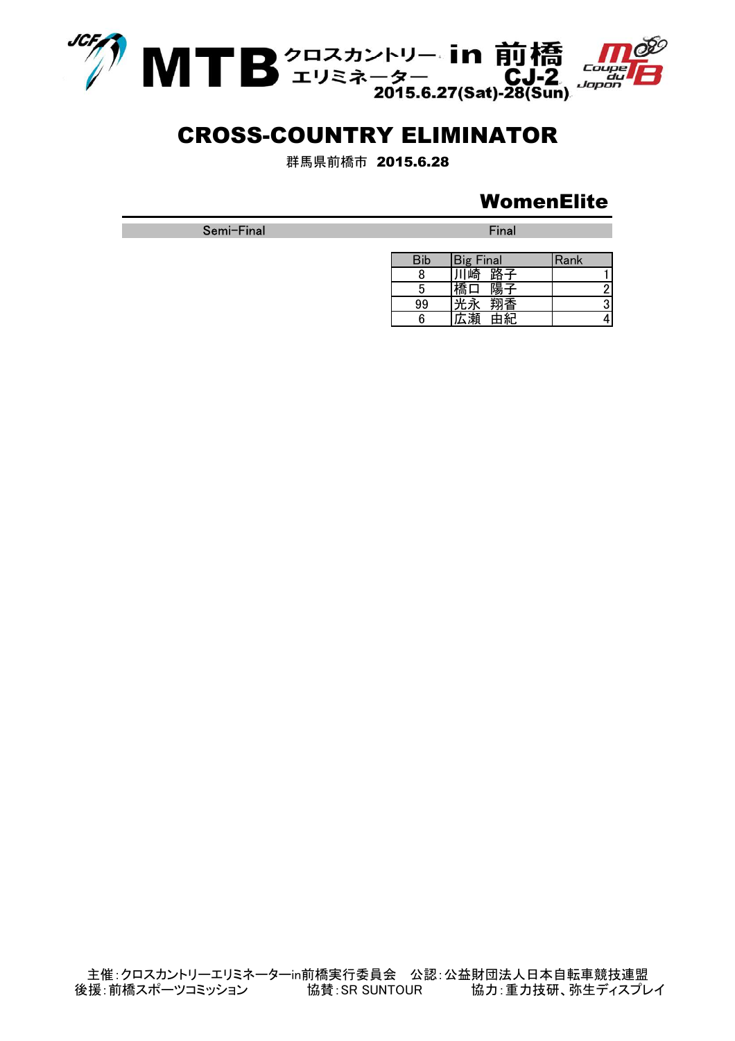# MTB クロスカントリーエリミネーター in 前橋 CJ-2 2015.6.27(Sat)-28(Sun)

## CROSS-COUNTRY ELIMINATOR

群馬県前橋市 **2015.6.28**

### WomenElite

Semi-Final　　　　　　　　　　　　　　　　Final

| Bib | Big Final | Rank |
|---|---|---|
| 8 | 川崎　路子 | 1 |
| 5 | 橋口　陽子 | 2 |
| 99 | 光永　翔香 | 3 |
| 6 | 広瀬　由紀 | 4 |

主催:クロスカントリーエリミネーターin前橋実行委員会　公認:公益財団法人日本自転車競技連盟
後援:前橋スポーツコミッション　　　協賛:SR SUNTOUR　　　協力:重力技研、弥生ディスプレイ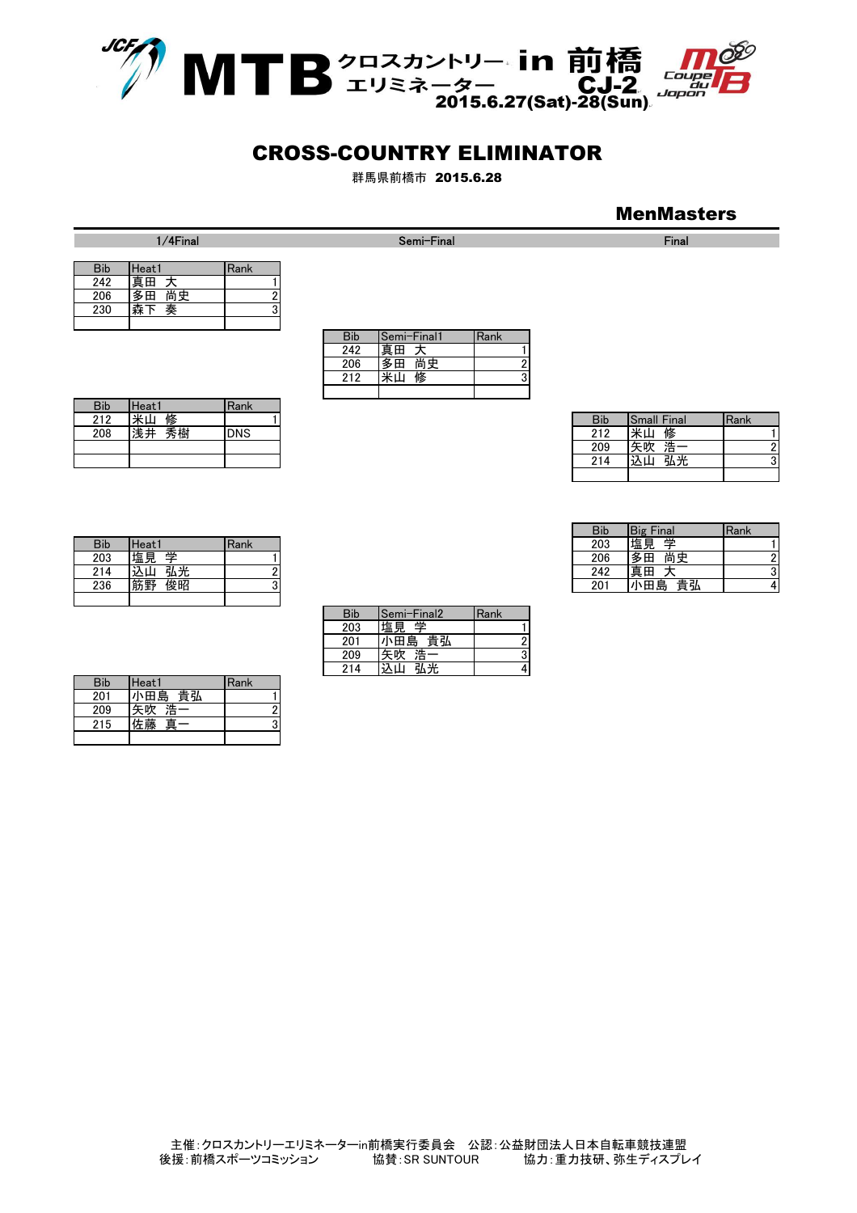# MTB クロスカントリー エリミネーター in 前橋 CJ-2

2015.6.27(Sat)-28(Sun)

## CROSS-COUNTRY ELIMINATOR

群馬県前橋市 2015.6.28

### MenMasters

#### 1/4Final

| Bib | Heat1 | Rank |
|---|---|---|
| 242 | 真田　大 | 1 |
| 206 | 多田　尚史 | 2 |
| 230 | 森下　奏 | 3 |
| | | |

| Bib | Heat1 | Rank |
|---|---|---|
| 212 | 米山　修 | 1 |
| 208 | 浅井　秀樹 | DNS |
| | | |
| | | |

| Bib | Heat1 | Rank |
|---|---|---|
| 203 | 塩見　学 | 1 |
| 214 | 込山　弘光 | 2 |
| 236 | 筋野　俊昭 | 3 |
| | | |

| Bib | Heat1 | Rank |
|---|---|---|
| 201 | 小田島　貴弘 | 1 |
| 209 | 矢吹　浩一 | 2 |
| 215 | 佐藤　真一 | 3 |
| | | |

#### Semi-Final

| Bib | Semi-Final1 | Rank |
|---|---|---|
| 242 | 真田　大 | 1 |
| 206 | 多田　尚史 | 2 |
| 212 | 米山　修 | 3 |
| | | |

| Bib | Semi-Final2 | Rank |
|---|---|---|
| 203 | 塩見　学 | 1 |
| 201 | 小田島　貴弘 | 2 |
| 209 | 矢吹　浩一 | 3 |
| 214 | 込山　弘光 | 4 |

#### Final

| Bib | Small Final | Rank |
|---|---|---|
| 212 | 米山　修 | 1 |
| 209 | 矢吹　浩一 | 2 |
| 214 | 込山　弘光 | 3 |
| | | |

| Bib | Big Final | Rank |
|---|---|---|
| 203 | 塩見　学 | 1 |
| 206 | 多田　尚史 | 2 |
| 242 | 真田　大 | 3 |
| 201 | 小田島　貴弘 | 4 |

主催：クロスカントリーエリミネーターin前橋実行委員会　公認：公益財団法人日本自転車競技連盟
後援：前橋スポーツコミッション　協賛：SR SUNTOUR　協力：重力技研、弥生ディスプレイ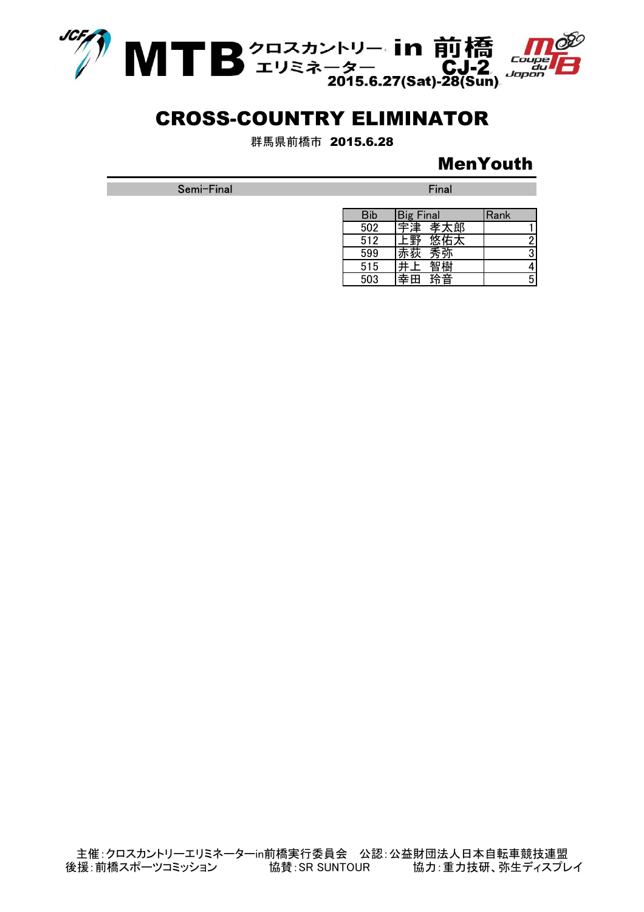# MTB クロスカントリーエリミネーター in 前橋 CJ-2

2015.6.27(Sat)-28(Sun)

## CROSS-COUNTRY ELIMINATOR

群馬県前橋市 **2015.6.28**

### MenYouth

| Semi-Final | Final |
|---|---|

| Bib | Big Final | Rank |
|---|---|---|
| 502 | 宇津 孝太郎 | 1 |
| 512 | 上野 悠佑太 | 2 |
| 599 | 赤荻 秀弥 | 3 |
| 515 | 井上 智樹 | 4 |
| 503 | 幸田 玲音 | 5 |

主催:クロスカントリーエリミネーターin前橋実行委員会　公認:公益財団法人日本自転車競技連盟
後援:前橋スポーツコミッション　協賛:SR SUNTOUR　協力:重力技研、弥生ディスプレイ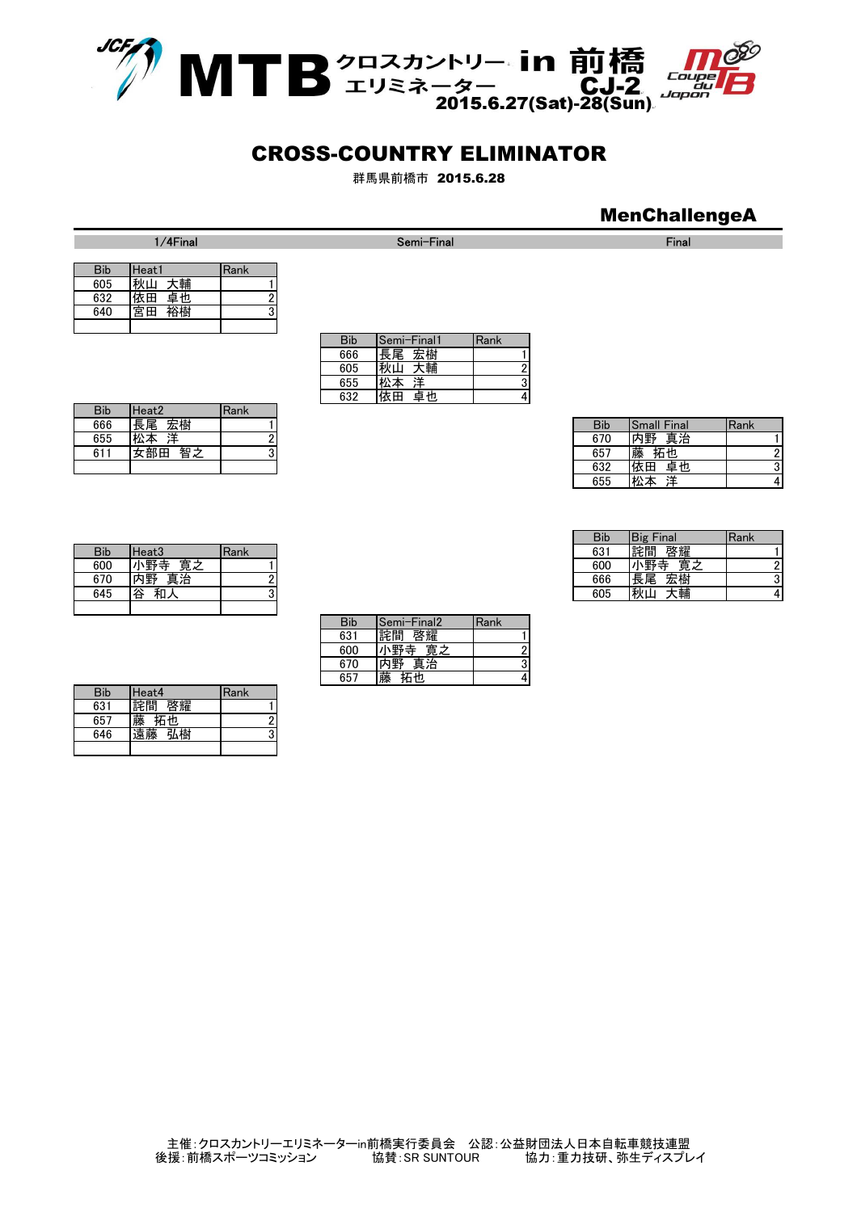# MTB クロスカントリー エリミネーター in 前橋 CJ-2

2015.6.27(Sat)-28(Sun)

## CROSS-COUNTRY ELIMINATOR

群馬県前橋市 **2015.6.28**

### MenChallengeA

| 1/4Final | Semi-Final | Final |
|---|---|---|

| Bib | Heat1 | Rank |
|---|---|---|
| 605 | 秋山　大輔 | 1 |
| 632 | 依田　卓也 | 2 |
| 640 | 宮田　裕樹 | 3 |
| | | |

| Bib | Heat2 | Rank |
|---|---|---|
| 666 | 長尾　宏樹 | 1 |
| 655 | 松本　洋 | 2 |
| 611 | 女部田　智之 | 3 |
| | | |

| Bib | Heat3 | Rank |
|---|---|---|
| 600 | 小野寺　寛之 | 1 |
| 670 | 内野　真治 | 2 |
| 645 | 谷　和人 | 3 |
| | | |

| Bib | Heat4 | Rank |
|---|---|---|
| 631 | 詫間　啓耀 | 1 |
| 657 | 藤　拓也 | 2 |
| 646 | 遠藤　弘樹 | 3 |
| | | |

| Bib | Semi-Final1 | Rank |
|---|---|---|
| 666 | 長尾　宏樹 | 1 |
| 605 | 秋山　大輔 | 2 |
| 655 | 松本　洋 | 3 |
| 632 | 依田　卓也 | 4 |

| Bib | Semi-Final2 | Rank |
|---|---|---|
| 631 | 詫間　啓耀 | 1 |
| 600 | 小野寺　寛之 | 2 |
| 670 | 内野　真治 | 3 |
| 657 | 藤　拓也 | 4 |

| Bib | Small Final | Rank |
|---|---|---|
| 670 | 内野　真治 | 1 |
| 657 | 藤　拓也 | 2 |
| 632 | 依田　卓也 | 3 |
| 655 | 松本　洋 | 4 |

| Bib | Big Final | Rank |
|---|---|---|
| 631 | 詫間　啓耀 | 1 |
| 600 | 小野寺　寛之 | 2 |
| 666 | 長尾　宏樹 | 3 |
| 605 | 秋山　大輔 | 4 |

主催:クロスカントリーエリミネーターin前橋実行委員会　公認:公益財団法人日本自転車競技連盟
後援:前橋スポーツコミッション　　協賛:SR SUNTOUR　　協力:重力技研、弥生ディスプレイ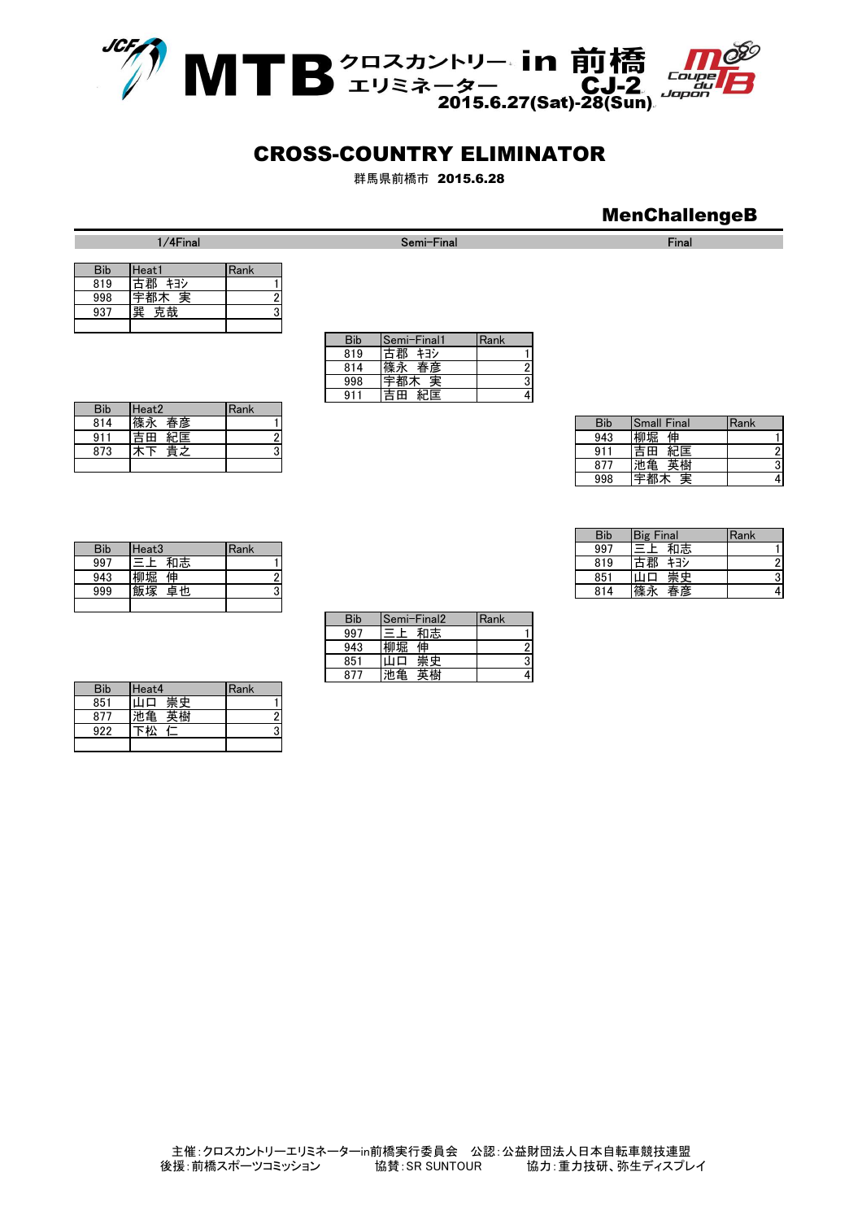# MTB クロスカントリー エリミネーター in 前橋 CJ-2

2015.6.27(Sat)-28(Sun)

## CROSS-COUNTRY ELIMINATOR

群馬県前橋市 **2015.6.28**

### MenChallengeB

**1/4Final**

| Bib | Heat1 | Rank |
|---|---|---|
| 819 | 古郡　ｷﾖｼ | 1 |
| 998 | 宇都木　実 | 2 |
| 937 | 巽　克哉 | 3 |
| | | |

| Bib | Heat2 | Rank |
|---|---|---|
| 814 | 篠永　春彦 | 1 |
| 911 | 吉田　紀匡 | 2 |
| 873 | 木下　貴之 | 3 |
| | | |

| Bib | Heat3 | Rank |
|---|---|---|
| 997 | 三上　和志 | 1 |
| 943 | 柳堀　伸 | 2 |
| 999 | 飯塚　卓也 | 3 |
| | | |

| Bib | Heat4 | Rank |
|---|---|---|
| 851 | 山口　崇史 | 1 |
| 877 | 池亀　英樹 | 2 |
| 922 | 下松　仁 | 3 |
| | | |

**Semi-Final**

| Bib | Semi-Final1 | Rank |
|---|---|---|
| 819 | 古郡　ｷﾖｼ | 1 |
| 814 | 篠永　春彦 | 2 |
| 998 | 宇都木　実 | 3 |
| 911 | 吉田　紀匡 | 4 |

| Bib | Semi-Final2 | Rank |
|---|---|---|
| 997 | 三上　和志 | 1 |
| 943 | 柳堀　伸 | 2 |
| 851 | 山口　崇史 | 3 |
| 877 | 池亀　英樹 | 4 |

**Final**

| Bib | Small Final | Rank |
|---|---|---|
| 943 | 柳堀　伸 | 1 |
| 911 | 吉田　紀匡 | 2 |
| 877 | 池亀　英樹 | 3 |
| 998 | 宇都木　実 | 4 |

| Bib | Big Final | Rank |
|---|---|---|
| 997 | 三上　和志 | 1 |
| 819 | 古郡　ｷﾖｼ | 2 |
| 851 | 山口　崇史 | 3 |
| 814 | 篠永　春彦 | 4 |

主催：クロスカントリーエリミネーターin前橋実行委員会　公認：公益財団法人日本自転車競技連盟
後援：前橋スポーツコミッション　　協賛：SR SUNTOUR　　協力：重力技研、弥生ディスプレイ